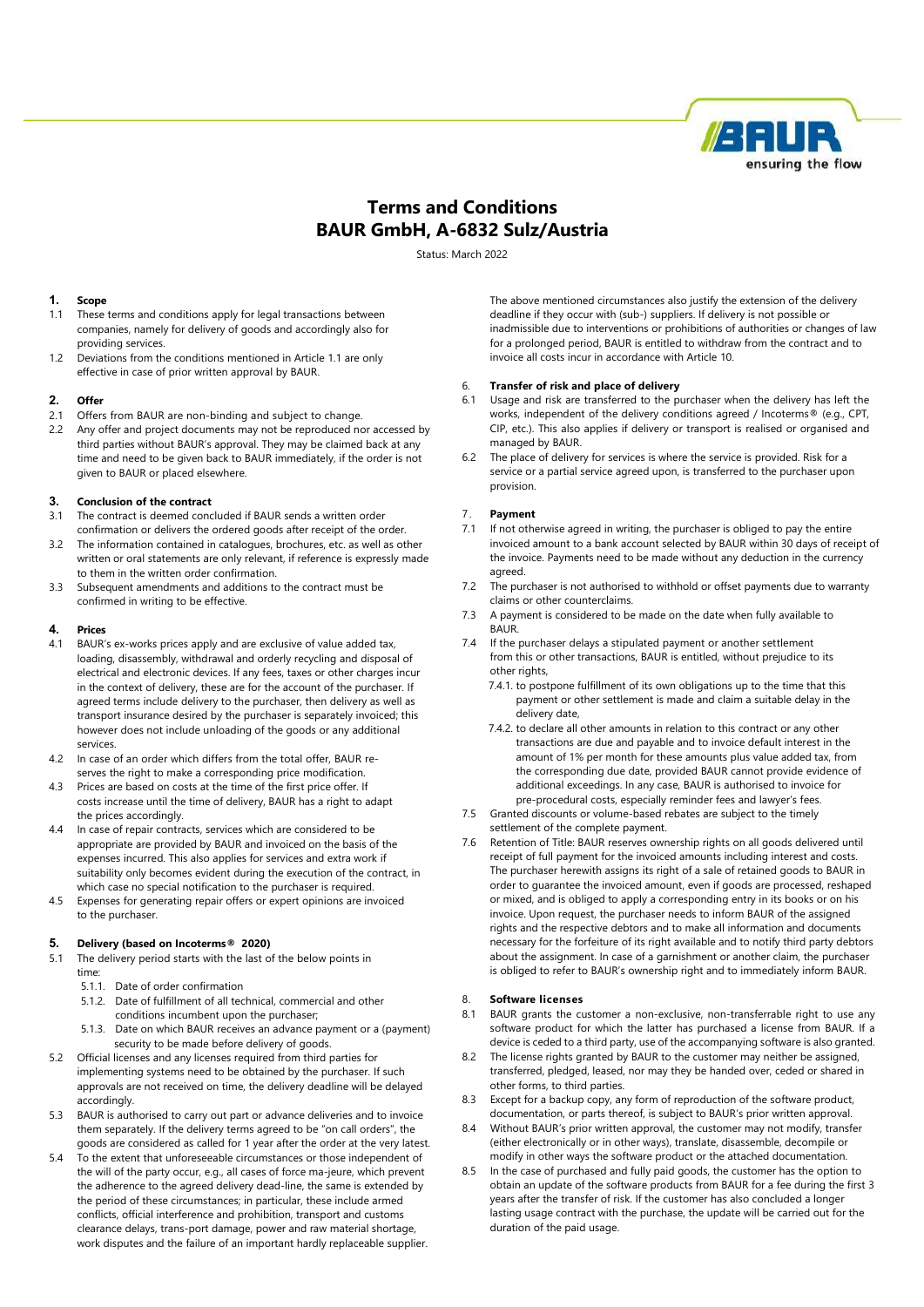# Terms and Conditions
# BAUR GmbH, A-6832 Sulz/Austria

Status: March 2022

## 1. Scope

1.1 These terms and conditions apply for legal transactions between companies, namely for delivery of goods and accordingly also for providing services.

1.2 Deviations from the conditions mentioned in Article 1.1 are only effective in case of prior written approval by BAUR.

## 2. Offer

2.1 Offers from BAUR are non-binding and subject to change.

2.2 Any offer and project documents may not be reproduced nor accessed by third parties without BAUR's approval. They may be claimed back at any time and need to be given back to BAUR immediately, if the order is not given to BAUR or placed elsewhere.

## 3. Conclusion of the contract

3.1 The contract is deemed concluded if BAUR sends a written order confirmation or delivers the ordered goods after receipt of the order.

3.2 The information contained in catalogues, brochures, etc. as well as other written or oral statements are only relevant, if reference is expressly made to them in the written order confirmation.

3.3 Subsequent amendments and additions to the contract must be confirmed in writing to be effective.

## 4. Prices

4.1 BAUR's ex-works prices apply and are exclusive of value added tax, loading, disassembly, withdrawal and orderly recycling and disposal of electrical and electronic devices. If any fees, taxes or other charges incur in the context of delivery, these are for the account of the purchaser. If agreed terms include delivery to the purchaser, then delivery as well as transport insurance desired by the purchaser is separately invoiced; this however does not include unloading of the goods or any additional services.

4.2 In case of an order which differs from the total offer, BAUR reserves the right to make a corresponding price modification.

4.3 Prices are based on costs at the time of the first price offer. If costs increase until the time of delivery, BAUR has a right to adapt the prices accordingly.

4.4 In case of repair contracts, services which are considered to be appropriate are provided by BAUR and invoiced on the basis of the expenses incurred. This also applies for services and extra work if suitability only becomes evident during the execution of the contract, in which case no special notification to the purchaser is required.

4.5 Expenses for generating repair offers or expert opinions are invoiced to the purchaser.

## 5. Delivery (based on Incoterms® 2020)

5.1 The delivery period starts with the last of the below points in time:

- 5.1.1. Date of order confirmation
- 5.1.2. Date of fulfillment of all technical, commercial and other conditions incumbent upon the purchaser;
- 5.1.3. Date on which BAUR receives an advance payment or a (payment) security to be made before delivery of goods.

5.2 Official licenses and any licenses required from third parties for implementing systems need to be obtained by the purchaser. If such approvals are not received on time, the delivery deadline will be delayed accordingly.

5.3 BAUR is authorised to carry out part or advance deliveries and to invoice them separately. If the delivery terms agreed to be "on call orders", the goods are considered as called for 1 year after the order at the very latest.

5.4 To the extent that unforeseeable circumstances or those independent of the will of the party occur, e.g., all cases of force ma-jeure, which prevent the adherence to the agreed delivery dead-line, the same is extended by the period of these circumstances; in particular, these include armed conflicts, official interference and prohibition, transport and customs clearance delays, trans-port damage, power and raw material shortage, work disputes and the failure of an important hardly replaceable supplier.

The above mentioned circumstances also justify the extension of the delivery deadline if they occur with (sub-) suppliers. If delivery is not possible or inadmissible due to interventions or prohibitions of authorities or changes of law for a prolonged period, BAUR is entitled to withdraw from the contract and to invoice all costs incur in accordance with Article 10.

## 6. Transfer of risk and place of delivery

6.1 Usage and risk are transferred to the purchaser when the delivery has left the works, independent of the delivery conditions agreed / Incoterms® (e.g., CPT, CIP, etc.). This also applies if delivery or transport is realised or organised and managed by BAUR.

6.2 The place of delivery for services is where the service is provided. Risk for a service or a partial service agreed upon, is transferred to the purchaser upon provision.

## 7. Payment

7.1 If not otherwise agreed in writing, the purchaser is obliged to pay the entire invoiced amount to a bank account selected by BAUR within 30 days of receipt of the invoice. Payments need to be made without any deduction in the currency agreed.

7.2 The purchaser is not authorised to withhold or offset payments due to warranty claims or other counterclaims.

7.3 A payment is considered to be made on the date when fully available to BAUR.

7.4 If the purchaser delays a stipulated payment or another settlement from this or other transactions, BAUR is entitled, without prejudice to its other rights,

- 7.4.1. to postpone fulfillment of its own obligations up to the time that this payment or other settlement is made and claim a suitable delay in the delivery date,
- 7.4.2. to declare all other amounts in relation to this contract or any other transactions are due and payable and to invoice default interest in the amount of 1% per month for these amounts plus value added tax, from the corresponding due date, provided BAUR cannot provide evidence of additional exceedings. In any case, BAUR is authorised to invoice for pre-procedural costs, especially reminder fees and lawyer's fees.

7.5 Granted discounts or volume-based rebates are subject to the timely settlement of the complete payment.

7.6 Retention of Title: BAUR reserves ownership rights on all goods delivered until receipt of full payment for the invoiced amounts including interest and costs. The purchaser herewith assigns its right of a sale of retained goods to BAUR in order to guarantee the invoiced amount, even if goods are processed, reshaped or mixed, and is obliged to apply a corresponding entry in its books or on his invoice. Upon request, the purchaser needs to inform BAUR of the assigned rights and the respective debtors and to make all information and documents necessary for the forfeiture of its right available and to notify third party debtors about the assignment. In case of a garnishment or another claim, the purchaser is obliged to refer to BAUR's ownership right and to immediately inform BAUR.

## 8. Software licenses

8.1 BAUR grants the customer a non-exclusive, non-transferrable right to use any software product for which the latter has purchased a license from BAUR. If a device is ceded to a third party, use of the accompanying software is also granted.

8.2 The license rights granted by BAUR to the customer may neither be assigned, transferred, pledged, leased, nor may they be handed over, ceded or shared in other forms, to third parties.

8.3 Except for a backup copy, any form of reproduction of the software product, documentation, or parts thereof, is subject to BAUR's prior written approval.

8.4 Without BAUR's prior written approval, the customer may not modify, transfer (either electronically or in other ways), translate, disassemble, decompile or modify in other ways the software product or the attached documentation.

8.5 In the case of purchased and fully paid goods, the customer has the option to obtain an update of the software products from BAUR for a fee during the first 3 years after the transfer of risk. If the customer has also concluded a longer lasting usage contract with the purchase, the update will be carried out for the duration of the paid usage.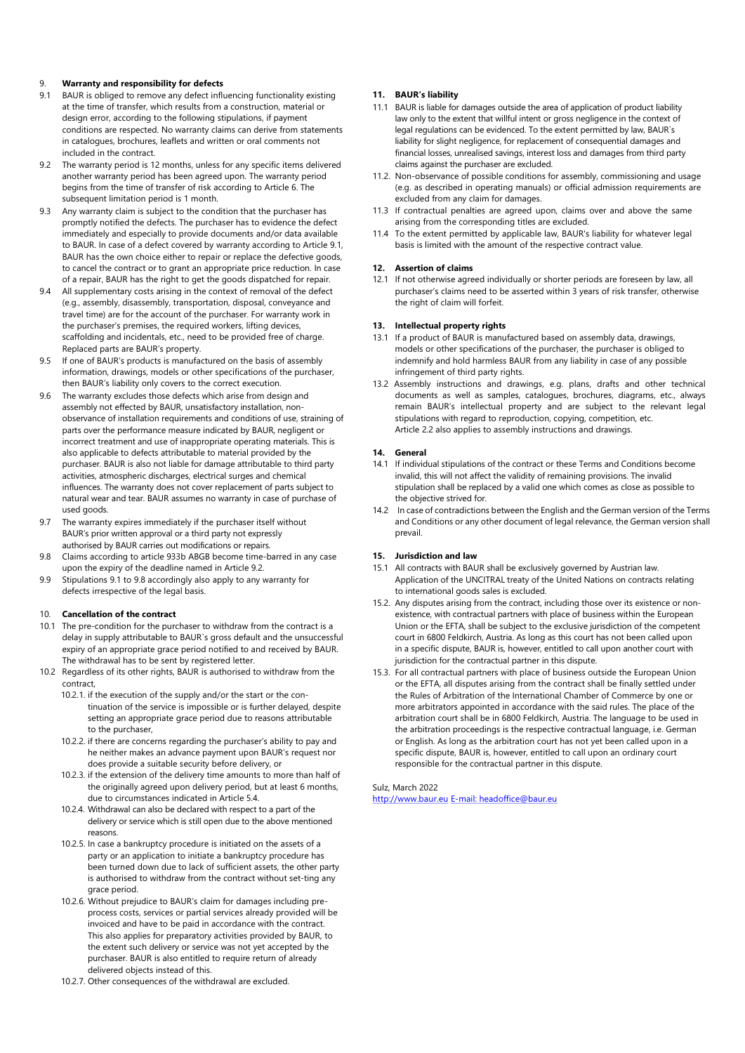## 9. Warranty and responsibility for defects

9.1 BAUR is obliged to remove any defect influencing functionality existing at the time of transfer, which results from a construction, material or design error, according to the following stipulations, if payment conditions are respected. No warranty claims can derive from statements in catalogues, brochures, leaflets and written or oral comments not included in the contract.

9.2 The warranty period is 12 months, unless for any specific items delivered another warranty period has been agreed upon. The warranty period begins from the time of transfer of risk according to Article 6. The subsequent limitation period is 1 month.

9.3 Any warranty claim is subject to the condition that the purchaser has promptly notified the defects. The purchaser has to evidence the defect immediately and especially to provide documents and/or data available to BAUR. In case of a defect covered by warranty according to Article 9.1, BAUR has the own choice either to repair or replace the defective goods, to cancel the contract or to grant an appropriate price reduction. In case of a repair, BAUR has the right to get the goods dispatched for repair.

9.4 All supplementary costs arising in the context of removal of the defect (e.g., assembly, disassembly, transportation, disposal, conveyance and travel time) are for the account of the purchaser. For warranty work in the purchaser's premises, the required workers, lifting devices, scaffolding and incidentals, etc., need to be provided free of charge. Replaced parts are BAUR's property.

9.5 If one of BAUR's products is manufactured on the basis of assembly information, drawings, models or other specifications of the purchaser, then BAUR's liability only covers to the correct execution.

9.6 The warranty excludes those defects which arise from design and assembly not effected by BAUR, unsatisfactory installation, non-observance of installation requirements and conditions of use, straining of parts over the performance measure indicated by BAUR, negligent or incorrect treatment and use of inappropriate operating materials. This is also applicable to defects attributable to material provided by the purchaser. BAUR is also not liable for damage attributable to third party activities, atmospheric discharges, electrical surges and chemical influences. The warranty does not cover replacement of parts subject to natural wear and tear. BAUR assumes no warranty in case of purchase of used goods.

9.7 The warranty expires immediately if the purchaser itself without BAUR's prior written approval or a third party not expressly authorised by BAUR carries out modifications or repairs.

9.8 Claims according to article 933b ABGB become time-barred in any case upon the expiry of the deadline named in Article 9.2.

9.9 Stipulations 9.1 to 9.8 accordingly also apply to any warranty for defects irrespective of the legal basis.

## 10. Cancellation of the contract

10.1 The pre-condition for the purchaser to withdraw from the contract is a delay in supply attributable to BAUR`s gross default and the unsuccessful expiry of an appropriate grace period notified to and received by BAUR. The withdrawal has to be sent by registered letter.

10.2 Regardless of its other rights, BAUR is authorised to withdraw from the contract,

10.2.1. if the execution of the supply and/or the start or the continuation of the service is impossible or is further delayed, despite setting an appropriate grace period due to reasons attributable to the purchaser,

10.2.2. if there are concerns regarding the purchaser's ability to pay and he neither makes an advance payment upon BAUR's request nor does provide a suitable security before delivery, or

10.2.3. if the extension of the delivery time amounts to more than half of the originally agreed upon delivery period, but at least 6 months, due to circumstances indicated in Article 5.4.

10.2.4. Withdrawal can also be declared with respect to a part of the delivery or service which is still open due to the above mentioned reasons.

10.2.5. In case a bankruptcy procedure is initiated on the assets of a party or an application to initiate a bankruptcy procedure has been turned down due to lack of sufficient assets, the other party is authorised to withdraw from the contract without set-ting any grace period.

10.2.6. Without prejudice to BAUR's claim for damages including pre-process costs, services or partial services already provided will be invoiced and have to be paid in accordance with the contract. This also applies for preparatory activities provided by BAUR, to the extent such delivery or service was not yet accepted by the purchaser. BAUR is also entitled to require return of already delivered objects instead of this.

10.2.7. Other consequences of the withdrawal are excluded.

## 11. BAUR's liability

11.1 BAUR is liable for damages outside the area of application of product liability law only to the extent that willful intent or gross negligence in the context of legal regulations can be evidenced. To the extent permitted by law, BAUR`s liability for slight negligence, for replacement of consequential damages and financial losses, unrealised savings, interest loss and damages from third party claims against the purchaser are excluded.

11.2. Non-observance of possible conditions for assembly, commissioning and usage (e.g. as described in operating manuals) or official admission requirements are excluded from any claim for damages.

11.3 If contractual penalties are agreed upon, claims over and above the same arising from the corresponding titles are excluded.

11.4 To the extent permitted by applicable law, BAUR's liability for whatever legal basis is limited with the amount of the respective contract value.

## 12. Assertion of claims

12.1 If not otherwise agreed individually or shorter periods are foreseen by law, all purchaser's claims need to be asserted within 3 years of risk transfer, otherwise the right of claim will forfeit.

## 13. Intellectual property rights

13.1 If a product of BAUR is manufactured based on assembly data, drawings, models or other specifications of the purchaser, the purchaser is obliged to indemnify and hold harmless BAUR from any liability in case of any possible infringement of third party rights.

13.2 Assembly instructions and drawings, e.g. plans, drafts and other technical documents as well as samples, catalogues, brochures, diagrams, etc., always remain BAUR's intellectual property and are subject to the relevant legal stipulations with regard to reproduction, copying, competition, etc. Article 2.2 also applies to assembly instructions and drawings.

## 14. General

14.1 If individual stipulations of the contract or these Terms and Conditions become invalid, this will not affect the validity of remaining provisions. The invalid stipulation shall be replaced by a valid one which comes as close as possible to the objective strived for.

14.2 In case of contradictions between the English and the German version of the Terms and Conditions or any other document of legal relevance, the German version shall prevail.

## 15. Jurisdiction and law

15.1 All contracts with BAUR shall be exclusively governed by Austrian law. Application of the UNCITRAL treaty of the United Nations on contracts relating to international goods sales is excluded.

15.2. Any disputes arising from the contract, including those over its existence or non-existence, with contractual partners with place of business within the European Union or the EFTA, shall be subject to the exclusive jurisdiction of the competent court in 6800 Feldkirch, Austria. As long as this court has not been called upon in a specific dispute, BAUR is, however, entitled to call upon another court with jurisdiction for the contractual partner in this dispute.

15.3. For all contractual partners with place of business outside the European Union or the EFTA, all disputes arising from the contract shall be finally settled under the Rules of Arbitration of the International Chamber of Commerce by one or more arbitrators appointed in accordance with the said rules. The place of the arbitration court shall be in 6800 Feldkirch, Austria. The language to be used in the arbitration proceedings is the respective contractual language, i.e. German or English. As long as the arbitration court has not yet been called upon in a specific dispute, BAUR is, however, entitled to call upon an ordinary court responsible for the contractual partner in this dispute.

Sulz, March 2022

http://www.baur.eu E-mail: headoffice@baur.eu